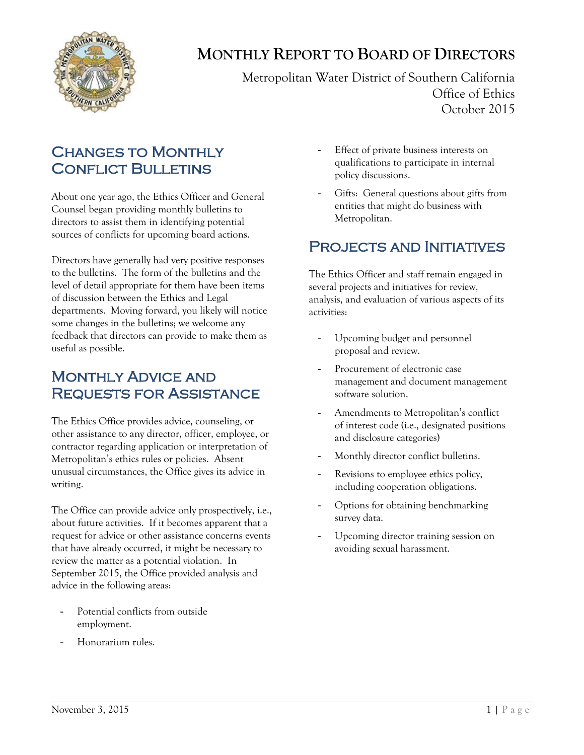# Monthly Report to Board of Directors

Metropolitan Water District of Southern California
Office of Ethics
October 2015

## Changes to Monthly Conflict Bulletins

About one year ago, the Ethics Officer and General Counsel began providing monthly bulletins to directors to assist them in identifying potential sources of conflicts for upcoming board actions.

Directors have generally had very positive responses to the bulletins. The form of the bulletins and the level of detail appropriate for them have been items of discussion between the Ethics and Legal departments. Moving forward, you likely will notice some changes in the bulletins; we welcome any feedback that directors can provide to make them as useful as possible.

## Monthly Advice and Requests for Assistance

The Ethics Office provides advice, counseling, or other assistance to any director, officer, employee, or contractor regarding application or interpretation of Metropolitan's ethics rules or policies. Absent unusual circumstances, the Office gives its advice in writing.

The Office can provide advice only prospectively, i.e., about future activities. If it becomes apparent that a request for advice or other assistance concerns events that have already occurred, it might be necessary to review the matter as a potential violation. In September 2015, the Office provided analysis and advice in the following areas:

- Potential conflicts from outside employment.
- Honorarium rules.
- Effect of private business interests on qualifications to participate in internal policy discussions.
- Gifts: General questions about gifts from entities that might do business with Metropolitan.

## Projects and Initiatives

The Ethics Officer and staff remain engaged in several projects and initiatives for review, analysis, and evaluation of various aspects of its activities:

- Upcoming budget and personnel proposal and review.
- Procurement of electronic case management and document management software solution.
- Amendments to Metropolitan's conflict of interest code (i.e., designated positions and disclosure categories)
- Monthly director conflict bulletins.
- Revisions to employee ethics policy, including cooperation obligations.
- Options for obtaining benchmarking survey data.
- Upcoming director training session on avoiding sexual harassment.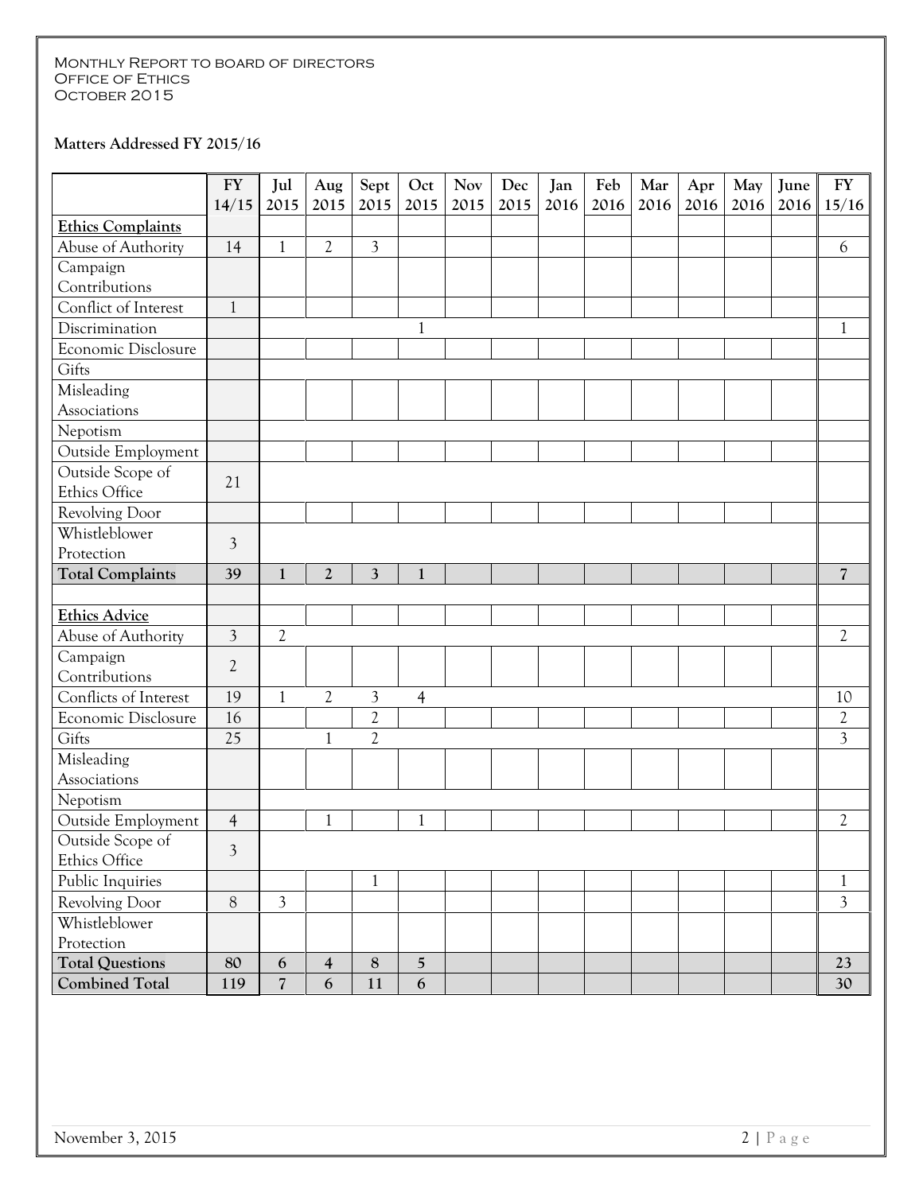Monthly Report to board of directors
Office of Ethics
October 2015

**Matters Addressed FY 2015/16**

| | FY 14/15 | Jul 2015 | Aug 2015 | Sept 2015 | Oct 2015 | Nov 2015 | Dec 2015 | Jan 2016 | Feb 2016 | Mar 2016 | Apr 2016 | May 2016 | June 2016 | FY 15/16 |
|---|---|---|---|---|---|---|---|---|---|---|---|---|---|---|
| **Ethics Complaints** | | | | | | | | | | | | | | |
| Abuse of Authority | 14 | 1 | 2 | 3 | | | | | | | | | | 6 |
| Campaign Contributions | | | | | | | | | | | | | | |
| Conflict of Interest | 1 | | | | | | | | | | | | | |
| Discrimination | | | | | 1 | | | | | | | | | 1 |
| Economic Disclosure | | | | | | | | | | | | | | |
| Gifts | | | | | | | | | | | | | | |
| Misleading Associations | | | | | | | | | | | | | | |
| Nepotism | | | | | | | | | | | | | | |
| Outside Employment | | | | | | | | | | | | | | |
| Outside Scope of Ethics Office | 21 | | | | | | | | | | | | | |
| Revolving Door | | | | | | | | | | | | | | |
| Whistleblower Protection | 3 | | | | | | | | | | | | | |
| **Total Complaints** | **39** | **1** | **2** | **3** | **1** | | | | | | | | | **7** |
| | | | | | | | | | | | | | | |
| **Ethics Advice** | | | | | | | | | | | | | | |
| Abuse of Authority | 3 | 2 | | | | | | | | | | | | 2 |
| Campaign Contributions | 2 | | | | | | | | | | | | | |
| Conflicts of Interest | 19 | 1 | 2 | 3 | 4 | | | | | | | | | 10 |
| Economic Disclosure | 16 | | | 2 | | | | | | | | | | 2 |
| Gifts | 25 | | 1 | 2 | | | | | | | | | | 3 |
| Misleading Associations | | | | | | | | | | | | | | |
| Nepotism | | | | | | | | | | | | | | |
| Outside Employment | 4 | | 1 | | 1 | | | | | | | | | 2 |
| Outside Scope of Ethics Office | 3 | | | | | | | | | | | | | |
| Public Inquiries | | | | 1 | | | | | | | | | | 1 |
| Revolving Door | 8 | 3 | | | | | | | | | | | | 3 |
| Whistleblower Protection | | | | | | | | | | | | | | |
| **Total Questions** | **80** | **6** | **4** | **8** | **5** | | | | | | | | | **23** |
| **Combined Total** | **119** | **7** | **6** | **11** | **6** | | | | | | | | | **30** |

November 3, 2015